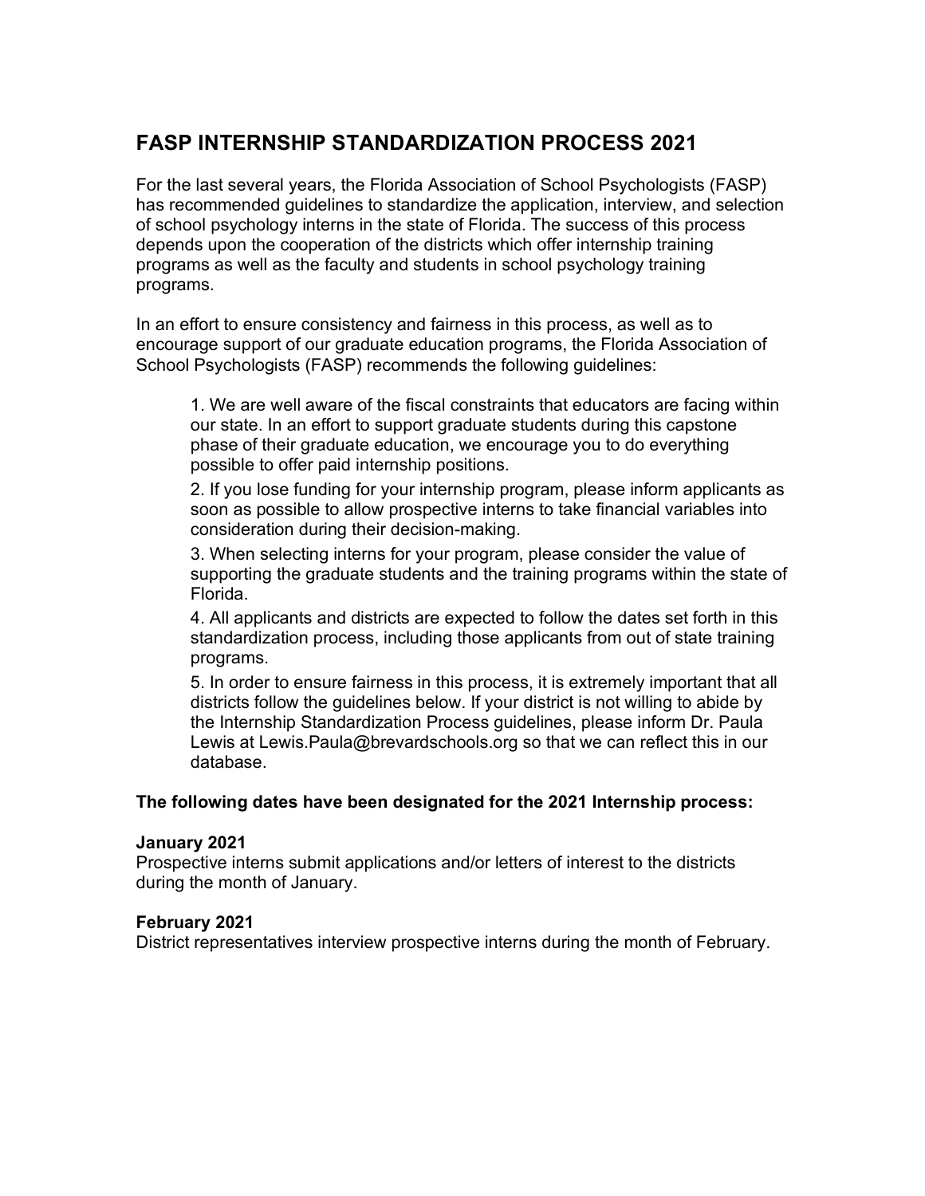# FASP INTERNSHIP STANDARDIZATION PROCESS 2021

For the last several years, the Florida Association of School Psychologists (FASP) has recommended guidelines to standardize the application, interview, and selection of school psychology interns in the state of Florida. The success of this process depends upon the cooperation of the districts which offer internship training programs as well as the faculty and students in school psychology training programs.

In an effort to ensure consistency and fairness in this process, as well as to encourage support of our graduate education programs, the Florida Association of School Psychologists (FASP) recommends the following guidelines:

1. We are well aware of the fiscal constraints that educators are facing within our state. In an effort to support graduate students during this capstone phase of their graduate education, we encourage you to do everything possible to offer paid internship positions.
2. If you lose funding for your internship program, please inform applicants as soon as possible to allow prospective interns to take financial variables into consideration during their decision-making.
3. When selecting interns for your program, please consider the value of supporting the graduate students and the training programs within the state of Florida.
4. All applicants and districts are expected to follow the dates set forth in this standardization process, including those applicants from out of state training programs.
5. In order to ensure fairness in this process, it is extremely important that all districts follow the guidelines below. If your district is not willing to abide by the Internship Standardization Process guidelines, please inform Dr. Paula Lewis at Lewis.Paula@brevardschools.org so that we can reflect this in our database.

**The following dates have been designated for the 2021 Internship process:**

**January 2021**
Prospective interns submit applications and/or letters of interest to the districts during the month of January.

**February 2021**
District representatives interview prospective interns during the month of February.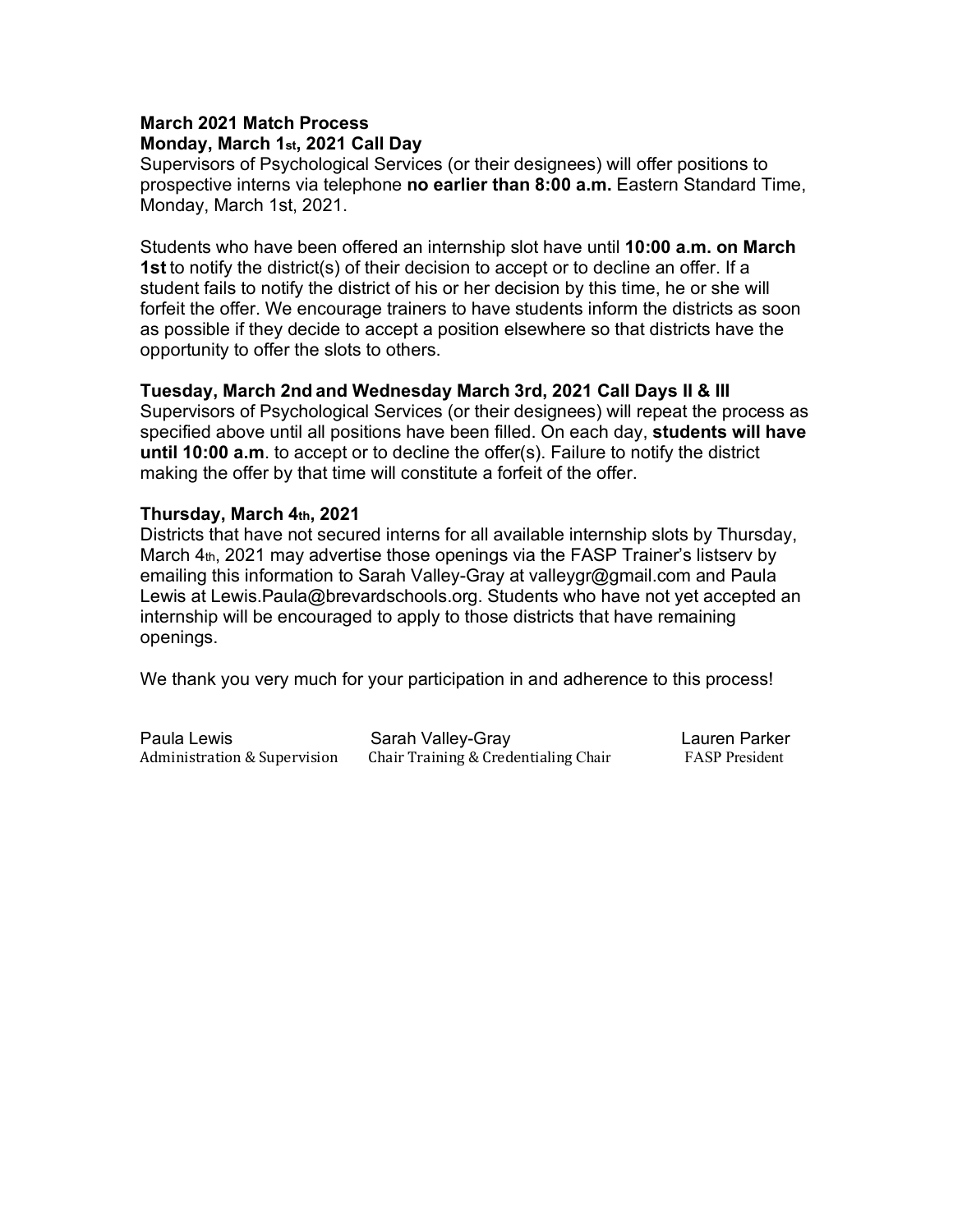**March 2021 Match Process**
**Monday, March 1st, 2021 Call Day**
Supervisors of Psychological Services (or their designees) will offer positions to prospective interns via telephone **no earlier than 8:00 a.m.** Eastern Standard Time, Monday, March 1st, 2021.

Students who have been offered an internship slot have until **10:00 a.m. on March 1st** to notify the district(s) of their decision to accept or to decline an offer. If a student fails to notify the district of his or her decision by this time, he or she will forfeit the offer. We encourage trainers to have students inform the districts as soon as possible if they decide to accept a position elsewhere so that districts have the opportunity to offer the slots to others.

**Tuesday, March 2nd and Wednesday March 3rd, 2021 Call Days II & III**
Supervisors of Psychological Services (or their designees) will repeat the process as specified above until all positions have been filled. On each day, **students will have until 10:00 a.m**. to accept or to decline the offer(s). Failure to notify the district making the offer by that time will constitute a forfeit of the offer.

**Thursday, March 4th, 2021**
Districts that have not secured interns for all available internship slots by Thursday, March 4th, 2021 may advertise those openings via the FASP Trainer's listserv by emailing this information to Sarah Valley-Gray at valleygr@gmail.com and Paula Lewis at Lewis.Paula@brevardschools.org. Students who have not yet accepted an internship will be encouraged to apply to those districts that have remaining openings.

We thank you very much for your participation in and adherence to this process!

| | | |
|---|---|---|
| Paula Lewis | Sarah Valley-Gray | Lauren Parker |
| Administration & Supervision | Chair Training & Credentialing Chair | FASP President |